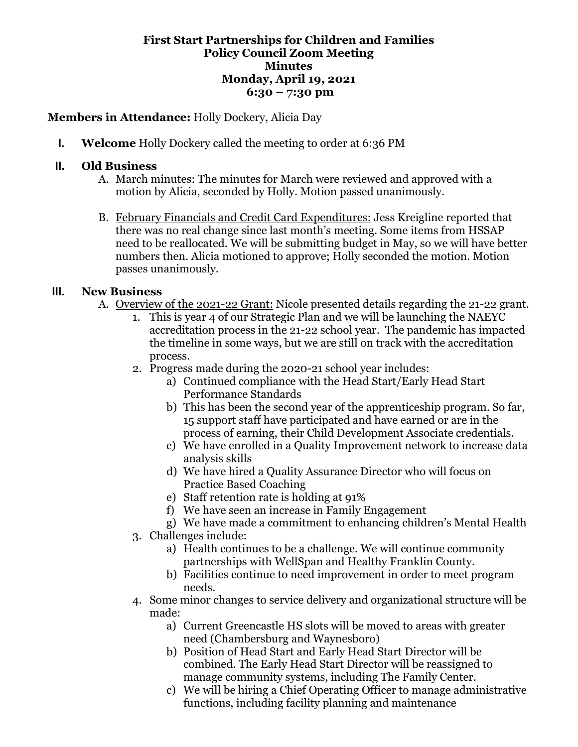# First Start Partnerships for Children and Families
## Policy Council Zoom Meeting
## Minutes
## Monday, April 19, 2021
## 6:30 – 7:30 pm

**Members in Attendance:** Holly Dockery, Alicia Day

**I. Welcome** Holly Dockery called the meeting to order at 6:36 PM

**II. Old Business**

A. March minutes: The minutes for March were reviewed and approved with a motion by Alicia, seconded by Holly. Motion passed unanimously.

B. February Financials and Credit Card Expenditures: Jess Kreigline reported that there was no real change since last month's meeting. Some items from HSSAP need to be reallocated. We will be submitting budget in May, so we will have better numbers then. Alicia motioned to approve; Holly seconded the motion. Motion passes unanimously.

**III. New Business**

A. Overview of the 2021-22 Grant: Nicole presented details regarding the 21-22 grant.

1. This is year 4 of our Strategic Plan and we will be launching the NAEYC accreditation process in the 21-22 school year. The pandemic has impacted the timeline in some ways, but we are still on track with the accreditation process.
2. Progress made during the 2020-21 school year includes:
   a) Continued compliance with the Head Start/Early Head Start Performance Standards
   b) This has been the second year of the apprenticeship program. So far, 15 support staff have participated and have earned or are in the process of earning, their Child Development Associate credentials.
   c) We have enrolled in a Quality Improvement network to increase data analysis skills
   d) We have hired a Quality Assurance Director who will focus on Practice Based Coaching
   e) Staff retention rate is holding at 91%
   f) We have seen an increase in Family Engagement
   g) We have made a commitment to enhancing children's Mental Health
3. Challenges include:
   a) Health continues to be a challenge. We will continue community partnerships with WellSpan and Healthy Franklin County.
   b) Facilities continue to need improvement in order to meet program needs.
4. Some minor changes to service delivery and organizational structure will be made:
   a) Current Greencastle HS slots will be moved to areas with greater need (Chambersburg and Waynesboro)
   b) Position of Head Start and Early Head Start Director will be combined. The Early Head Start Director will be reassigned to manage community systems, including The Family Center.
   c) We will be hiring a Chief Operating Officer to manage administrative functions, including facility planning and maintenance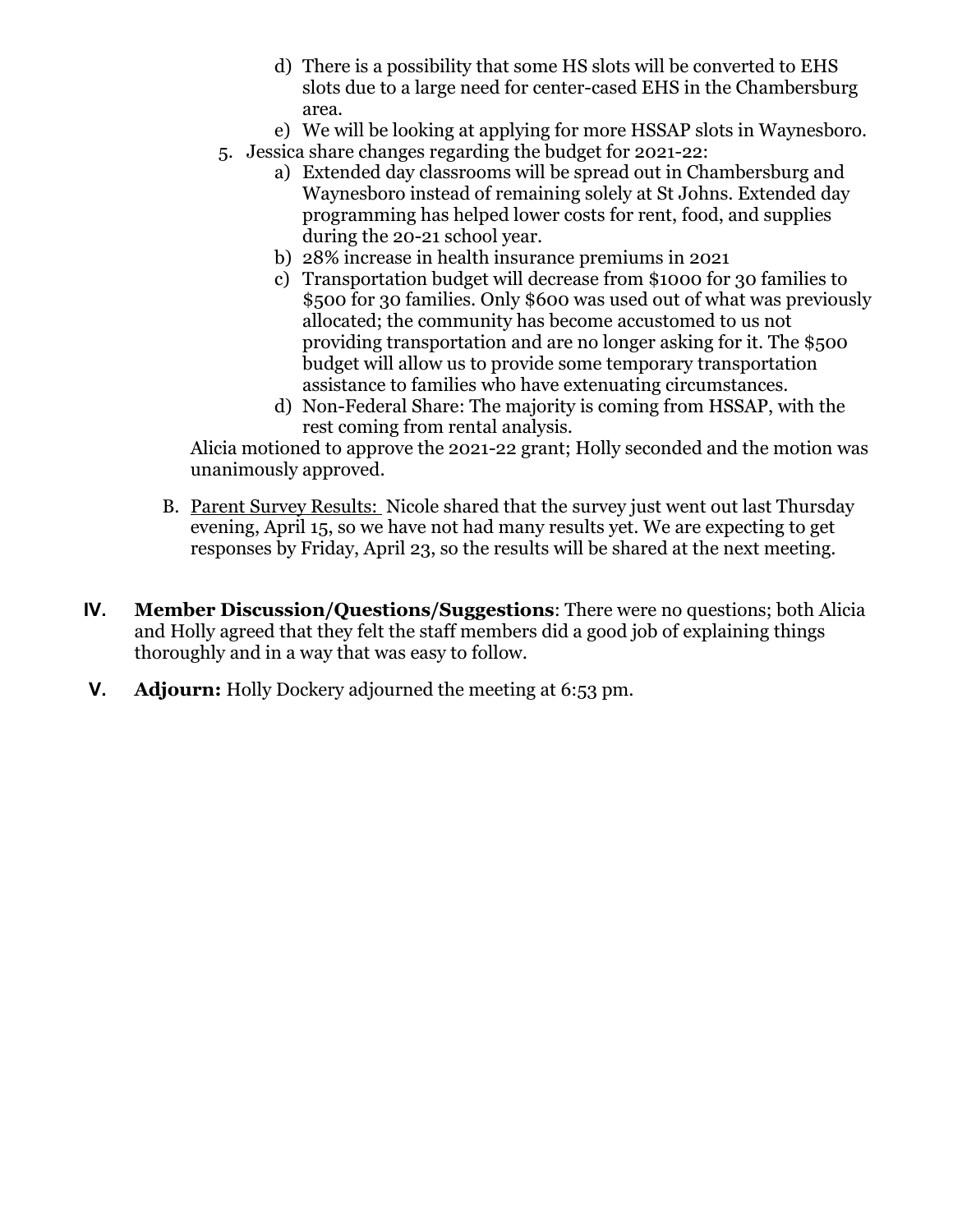d) There is a possibility that some HS slots will be converted to EHS slots due to a large need for center-cased EHS in the Chambersburg area.
   e) We will be looking at applying for more HSSAP slots in Waynesboro.

5. Jessica share changes regarding the budget for 2021-22:
   a) Extended day classrooms will be spread out in Chambersburg and Waynesboro instead of remaining solely at St Johns. Extended day programming has helped lower costs for rent, food, and supplies during the 20-21 school year.
   b) 28% increase in health insurance premiums in 2021
   c) Transportation budget will decrease from $1000 for 30 families to $500 for 30 families. Only $600 was used out of what was previously allocated; the community has become accustomed to us not providing transportation and are no longer asking for it. The $500 budget will allow us to provide some temporary transportation assistance to families who have extenuating circumstances.
   d) Non-Federal Share: The majority is coming from HSSAP, with the rest coming from rental analysis.

Alicia motioned to approve the 2021-22 grant; Holly seconded and the motion was unanimously approved.

B. Parent Survey Results: Nicole shared that the survey just went out last Thursday evening, April 15, so we have not had many results yet. We are expecting to get responses by Friday, April 23, so the results will be shared at the next meeting.

**IV. Member Discussion/Questions/Suggestions**: There were no questions; both Alicia and Holly agreed that they felt the staff members did a good job of explaining things thoroughly and in a way that was easy to follow.

**V. Adjourn:** Holly Dockery adjourned the meeting at 6:53 pm.